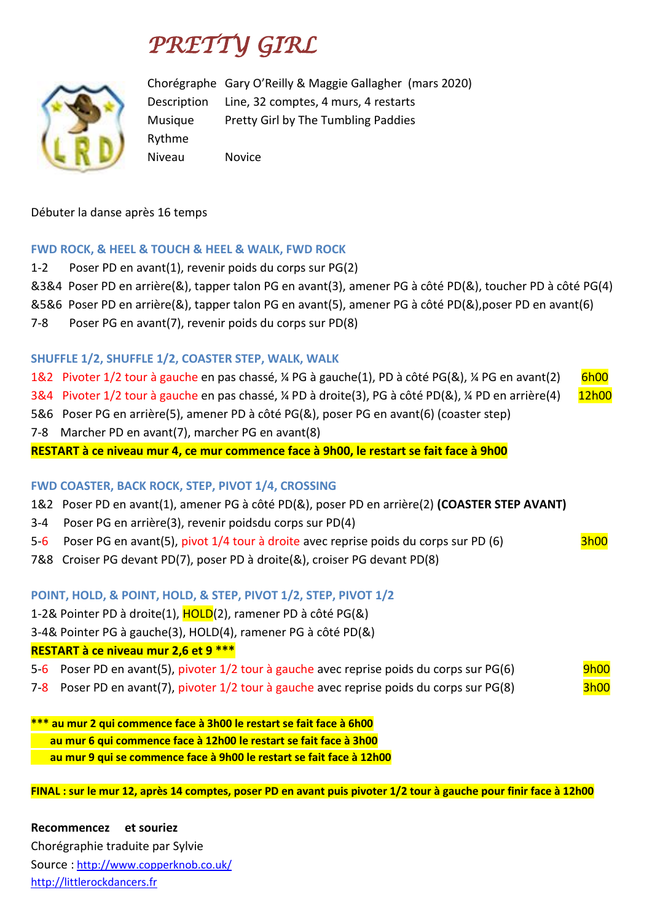# PRETTY GIRL

| | |
|---|---|
| Chorégraphe | Gary O'Reilly & Maggie Gallagher (mars 2020) |
| Description | Line, 32 comptes, 4 murs, 4 restarts |
| Musique | Pretty Girl by The Tumbling Paddies |
| Rythme | |
| Niveau | Novice |

Débuter la danse après 16 temps

## FWD ROCK, & HEEL & TOUCH & HEEL & WALK, FWD ROCK

1-2 Poser PD en avant(1), revenir poids du corps sur PG(2)
&3&4 Poser PD en arrière(&), tapper talon PG en avant(3), amener PG à côté PD(&), toucher PD à côté PG(4)
&5&6 Poser PD en arrière(&), tapper talon PG en avant(5), amener PG à côté PD(&),poser PD en avant(6)
7-8 Poser PG en avant(7), revenir poids du corps sur PD(8)

## SHUFFLE 1/2, SHUFFLE 1/2, COASTER STEP, WALK, WALK

1&2 Pivoter 1/2 tour à gauche en pas chassé, ¼ PG à gauche(1), PD à côté PG(&), ¼ PG en avant(2) 6h00
3&4 Pivoter 1/2 tour à gauche en pas chassé, ¼ PD à droite(3), PG à côté PD(&), ¼ PD en arrière(4) 12h00
5&6 Poser PG en arrière(5), amener PD à côté PG(&), poser PG en avant(6) (coaster step)
7-8 Marcher PD en avant(7), marcher PG en avant(8)

**RESTART à ce niveau mur 4, ce mur commence face à 9h00, le restart se fait face à 9h00**

## FWD COASTER, BACK ROCK, STEP, PIVOT 1/4, CROSSING

1&2 Poser PD en avant(1), amener PG à côté PD(&), poser PD en arrière(2) **(COASTER STEP AVANT)**
3-4 Poser PG en arrière(3), revenir poidsdu corps sur PD(4)
5-6 Poser PG en avant(5), pivot 1/4 tour à droite avec reprise poids du corps sur PD (6) 3h00
7&8 Croiser PG devant PD(7), poser PD à droite(&), croiser PG devant PD(8)

## POINT, HOLD, & POINT, HOLD, & STEP, PIVOT 1/2, STEP, PIVOT 1/2

1-2& Pointer PD à droite(1), HOLD(2), ramener PD à côté PG(&)
3-4& Pointer PG à gauche(3), HOLD(4), ramener PG à côté PD(&)

**RESTART à ce niveau mur 2,6 et 9 \*\*\***

5-6 Poser PD en avant(5), pivoter 1/2 tour à gauche avec reprise poids du corps sur PG(6) 9h00
7-8 Poser PD en avant(7), pivoter 1/2 tour à gauche avec reprise poids du corps sur PG(8) 3h00

**\*\*\* au mur 2 qui commence face à 3h00 le restart se fait face à 6h00**
**au mur 6 qui commence face à 12h00 le restart se fait face à 3h00**
**au mur 9 qui se commence face à 9h00 le restart se fait face à 12h00**

**FINAL : sur le mur 12, après 14 comptes, poser PD en avant puis pivoter 1/2 tour à gauche pour finir face à 12h00**

**Recommencez et souriez**
Chorégraphie traduite par Sylvie
Source : http://www.copperknob.co.uk/
http://littlerockdancers.fr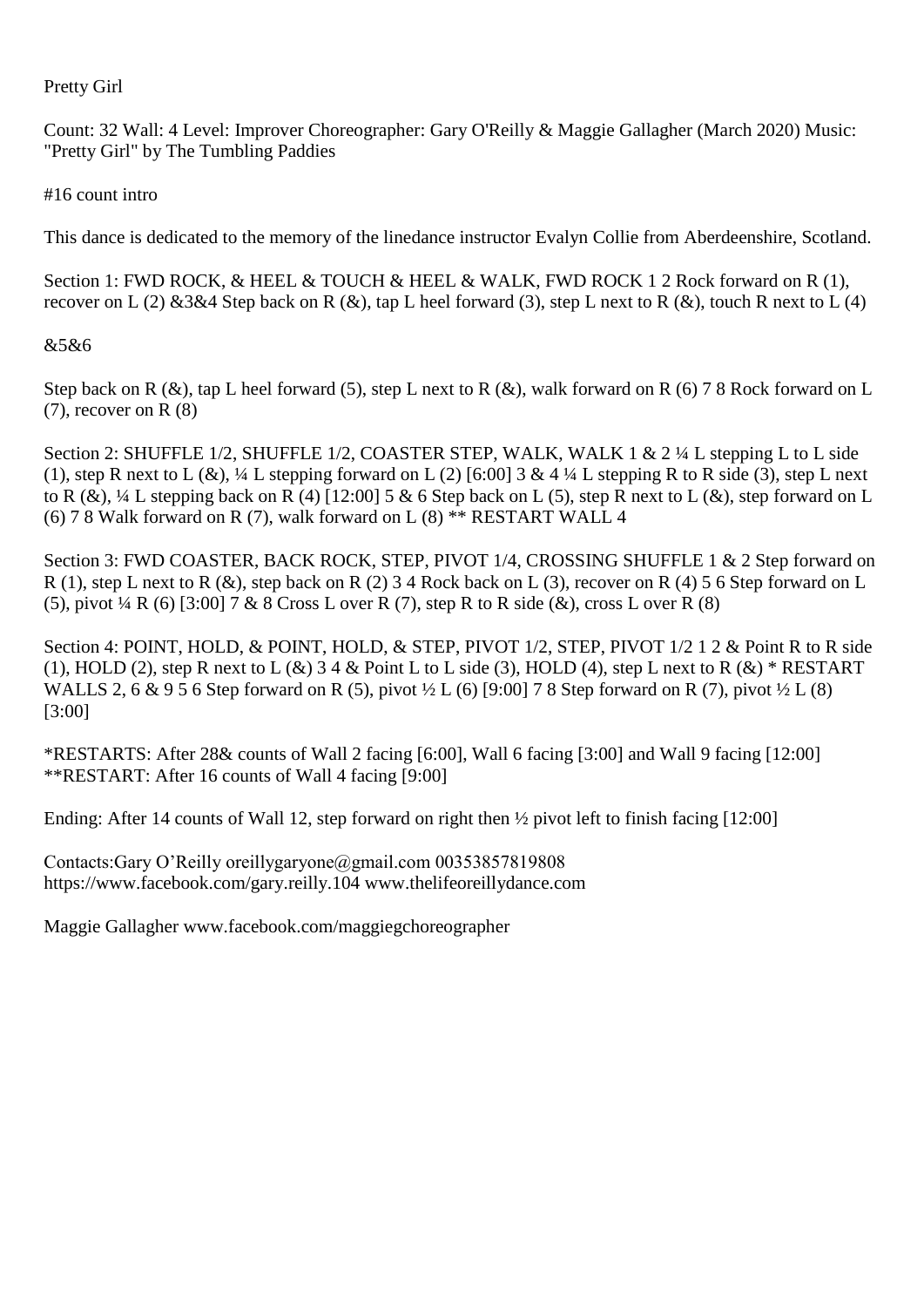Pretty Girl

Count: 32 Wall: 4 Level: Improver Choreographer: Gary O'Reilly & Maggie Gallagher (March 2020) Music: "Pretty Girl" by The Tumbling Paddies

#16 count intro

This dance is dedicated to the memory of the linedance instructor Evalyn Collie from Aberdeenshire, Scotland.

Section 1: FWD ROCK, & HEEL & TOUCH & HEEL & WALK, FWD ROCK 1 2 Rock forward on R (1), recover on L (2) &3&4 Step back on R (&), tap L heel forward (3), step L next to R (&), touch R next to L (4)

&5&6

Step back on R (&), tap L heel forward (5), step L next to R (&), walk forward on R (6) 7 8 Rock forward on L (7), recover on R (8)

Section 2: SHUFFLE 1/2, SHUFFLE 1/2, COASTER STEP, WALK, WALK 1 & 2 ¼ L stepping L to L side (1), step R next to L (&), ¼ L stepping forward on L (2) [6:00] 3 & 4 ¼ L stepping R to R side (3), step L next to R (&), ¼ L stepping back on R (4) [12:00] 5 & 6 Step back on L (5), step R next to L (&), step forward on L (6) 7 8 Walk forward on R (7), walk forward on L (8) ** RESTART WALL 4

Section 3: FWD COASTER, BACK ROCK, STEP, PIVOT 1/4, CROSSING SHUFFLE 1 & 2 Step forward on R (1), step L next to R (&), step back on R (2) 3 4 Rock back on L (3), recover on R (4) 5 6 Step forward on L (5), pivot ¼ R (6) [3:00] 7 & 8 Cross L over R (7), step R to R side (&), cross L over R (8)

Section 4: POINT, HOLD, & POINT, HOLD, & STEP, PIVOT 1/2, STEP, PIVOT 1/2 1 2 & Point R to R side (1), HOLD (2), step R next to L (&) 3 4 & Point L to L side (3), HOLD (4), step L next to R (&) * RESTART WALLS 2, 6 & 9 5 6 Step forward on R (5), pivot ½ L (6) [9:00] 7 8 Step forward on R (7), pivot ½ L (8) [3:00]

*RESTARTS: After 28& counts of Wall 2 facing [6:00], Wall 6 facing [3:00] and Wall 9 facing [12:00]
**RESTART: After 16 counts of Wall 4 facing [9:00]

Ending: After 14 counts of Wall 12, step forward on right then ½ pivot left to finish facing [12:00]

Contacts:Gary O'Reilly oreillygaryone@gmail.com 00353857819808
https://www.facebook.com/gary.reilly.104 www.thelifeoreillydance.com

Maggie Gallagher www.facebook.com/maggiegchoreographer